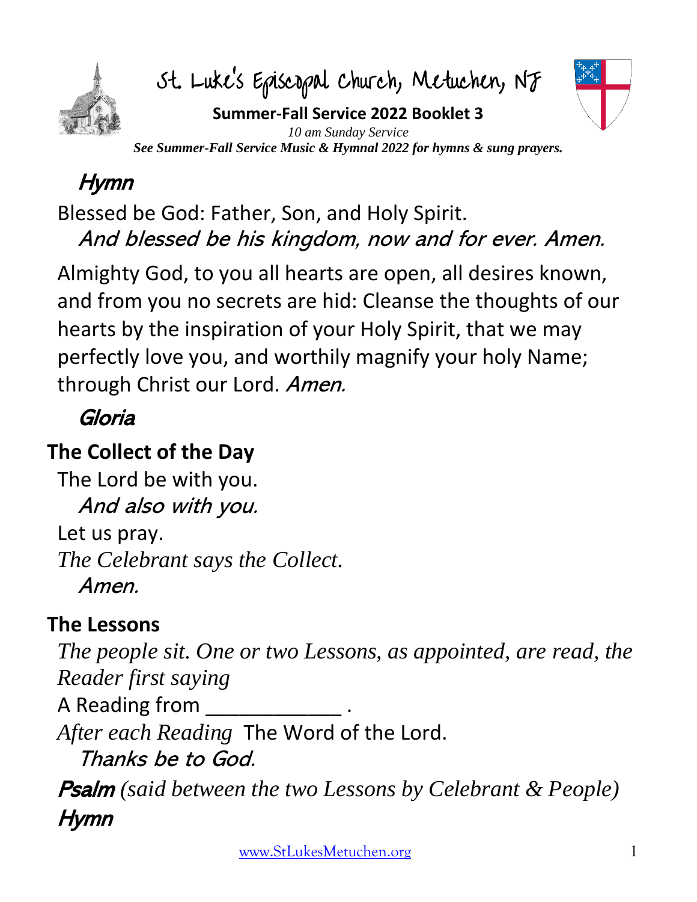# St. Luke's Episcopal Church, Metuchen, NJ

**Summer-Fall Service 2022 Booklet 3**

*10 am Sunday Service*

***See Summer-Fall Service Music & Hymnal 2022 for hymns & sung prayers.***

## *Hymn*

Blessed be God: Father, Son, and Holy Spirit.

*And blessed be his kingdom, now and for ever. Amen.*

Almighty God, to you all hearts are open, all desires known, and from you no secrets are hid: Cleanse the thoughts of our hearts by the inspiration of your Holy Spirit, that we may perfectly love you, and worthily magnify your holy Name; through Christ our Lord. *Amen.*

## *Gloria*

## The Collect of the Day

The Lord be with you.

*And also with you.*

Let us pray.

*The Celebrant says the Collect.*

*Amen.*

## The Lessons

*The people sit. One or two Lessons, as appointed, are read, the Reader first saying*

A Reading from ____________ .

*After each Reading* The Word of the Lord.

*Thanks be to God.*

***Psalm*** *(said between the two Lessons by Celebrant & People)*

***Hymn***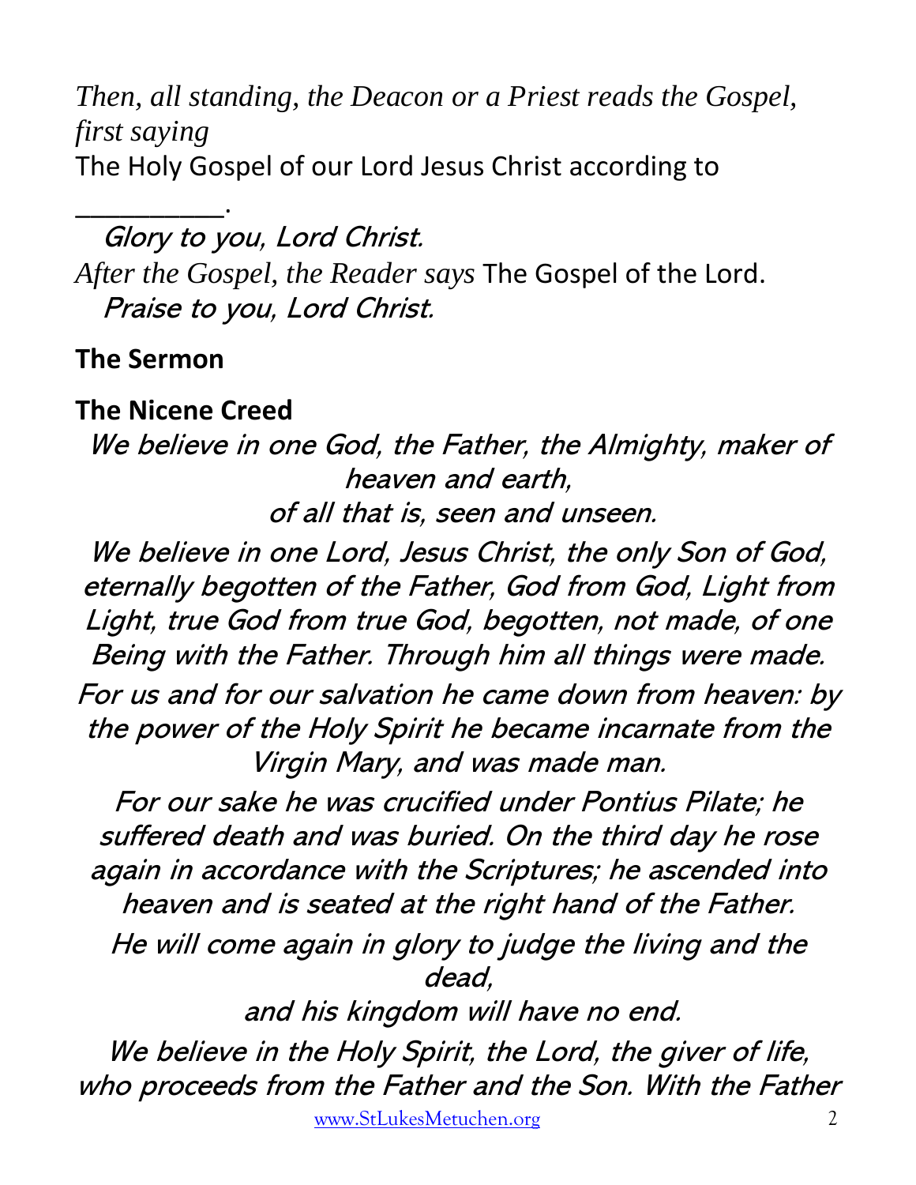*Then, all standing, the Deacon or a Priest reads the Gospel, first saying* The Holy Gospel of our Lord Jesus Christ according to __________.

*Glory to you, Lord Christ.*

*After the Gospel, the Reader says* The Gospel of the Lord.

*Praise to you, Lord Christ.*

**The Sermon**

**The Nicene Creed**

*We believe in one God, the Father, the Almighty, maker of heaven and earth,*
*of all that is, seen and unseen.*

*We believe in one Lord, Jesus Christ, the only Son of God, eternally begotten of the Father, God from God, Light from Light, true God from true God, begotten, not made, of one Being with the Father. Through him all things were made.*

*For us and for our salvation he came down from heaven: by the power of the Holy Spirit he became incarnate from the Virgin Mary, and was made man.*

*For our sake he was crucified under Pontius Pilate; he suffered death and was buried. On the third day he rose again in accordance with the Scriptures; he ascended into heaven and is seated at the right hand of the Father.*

*He will come again in glory to judge the living and the dead,*
*and his kingdom will have no end.*

*We believe in the Holy Spirit, the Lord, the giver of life, who proceeds from the Father and the Son. With the Father*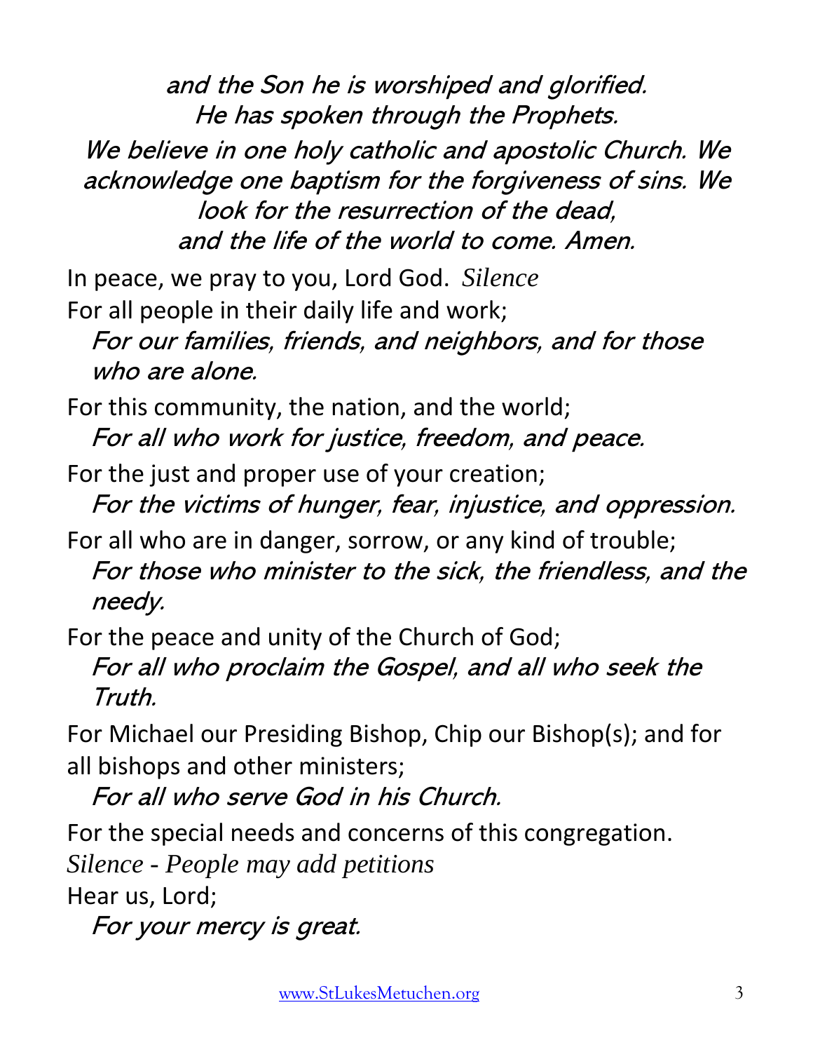*and the Son he is worshiped and glorified.*
*He has spoken through the Prophets.*
*We believe in one holy catholic and apostolic Church. We acknowledge one baptism for the forgiveness of sins. We look for the resurrection of the dead,*
*and the life of the world to come. Amen.*

In peace, we pray to you, Lord God. *Silence*

For all people in their daily life and work;
*For our families, friends, and neighbors, and for those who are alone.*

For this community, the nation, and the world;
*For all who work for justice, freedom, and peace.*

For the just and proper use of your creation;
*For the victims of hunger, fear, injustice, and oppression.*

For all who are in danger, sorrow, or any kind of trouble;
*For those who minister to the sick, the friendless, and the needy.*

For the peace and unity of the Church of God;
*For all who proclaim the Gospel, and all who seek the Truth.*

For Michael our Presiding Bishop, Chip our Bishop(s); and for all bishops and other ministers;
*For all who serve God in his Church.*

For the special needs and concerns of this congregation.
*Silence - People may add petitions*

Hear us, Lord;
*For your mercy is great.*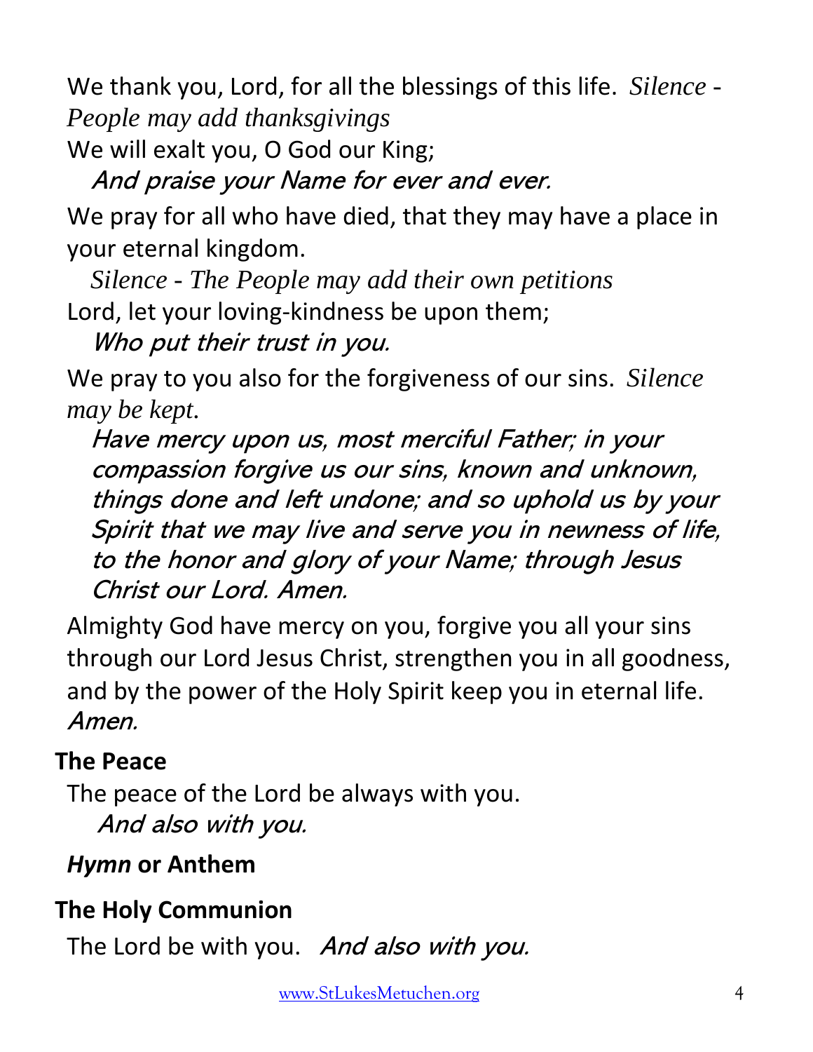We thank you, Lord, for all the blessings of this life. *Silence - People may add thanksgivings*

We will exalt you, O God our King;

*And praise your Name for ever and ever.*

We pray for all who have died, that they may have a place in your eternal kingdom.

*Silence - The People may add their own petitions*

Lord, let your loving-kindness be upon them;

*Who put their trust in you.*

We pray to you also for the forgiveness of our sins. *Silence may be kept.*

*Have mercy upon us, most merciful Father; in your compassion forgive us our sins, known and unknown, things done and left undone; and so uphold us by your Spirit that we may live and serve you in newness of life, to the honor and glory of your Name; through Jesus Christ our Lord. Amen.*

Almighty God have mercy on you, forgive you all your sins through our Lord Jesus Christ, strengthen you in all goodness, and by the power of the Holy Spirit keep you in eternal life. *Amen.*

**The Peace**

The peace of the Lord be always with you.

*And also with you.*

***Hymn* or Anthem**

**The Holy Communion**

The Lord be with you. *And also with you.*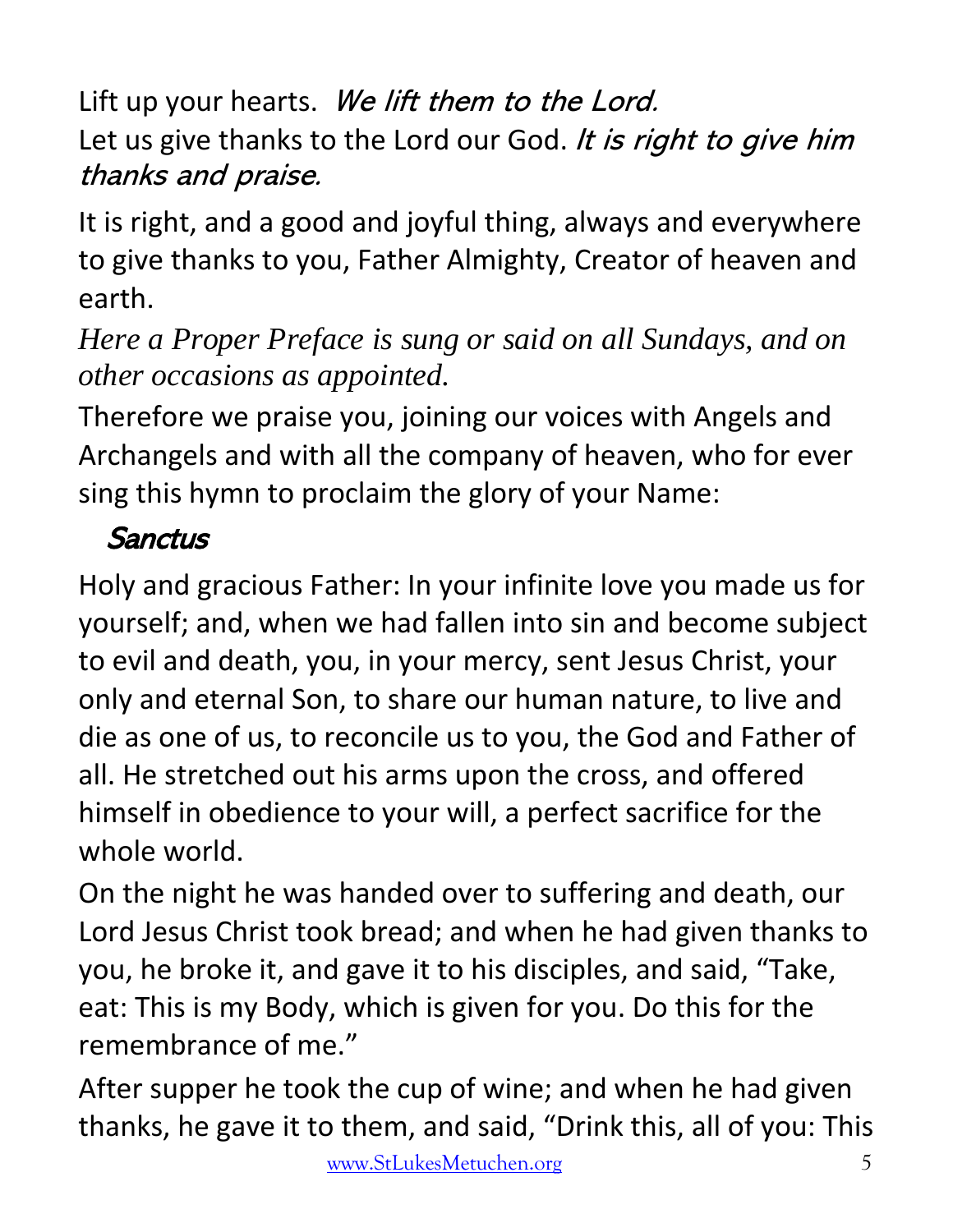Lift up your hearts. *We lift them to the Lord.*
Let us give thanks to the Lord our God. *It is right to give him thanks and praise.*

It is right, and a good and joyful thing, always and everywhere to give thanks to you, Father Almighty, Creator of heaven and earth.

*Here a Proper Preface is sung or said on all Sundays, and on other occasions as appointed.*

Therefore we praise you, joining our voices with Angels and Archangels and with all the company of heaven, who for ever sing this hymn to proclaim the glory of your Name:

### *Sanctus*

Holy and gracious Father: In your infinite love you made us for yourself; and, when we had fallen into sin and become subject to evil and death, you, in your mercy, sent Jesus Christ, your only and eternal Son, to share our human nature, to live and die as one of us, to reconcile us to you, the God and Father of all. He stretched out his arms upon the cross, and offered himself in obedience to your will, a perfect sacrifice for the whole world.

On the night he was handed over to suffering and death, our Lord Jesus Christ took bread; and when he had given thanks to you, he broke it, and gave it to his disciples, and said, "Take, eat: This is my Body, which is given for you. Do this for the remembrance of me."

After supper he took the cup of wine; and when he had given thanks, he gave it to them, and said, "Drink this, all of you: This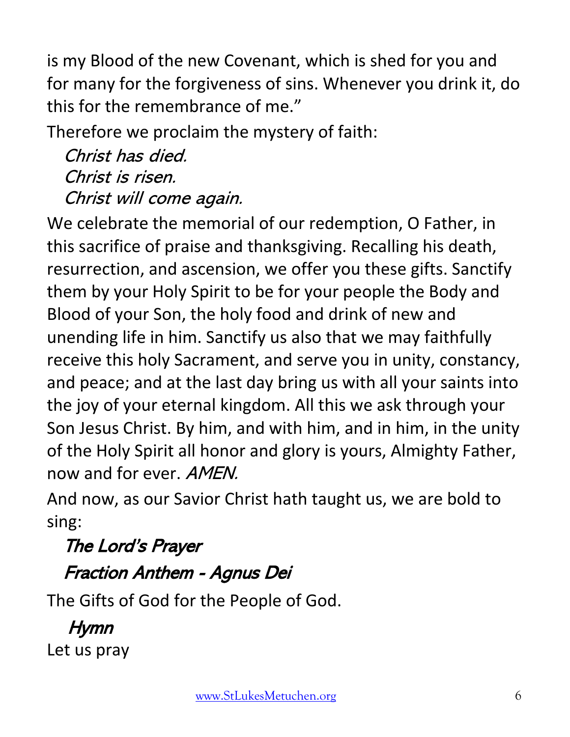is my Blood of the new Covenant, which is shed for you and for many for the forgiveness of sins. Whenever you drink it, do this for the remembrance of me."

Therefore we proclaim the mystery of faith:

*Christ has died.*
*Christ is risen.*
*Christ will come again.*

We celebrate the memorial of our redemption, O Father, in this sacrifice of praise and thanksgiving. Recalling his death, resurrection, and ascension, we offer you these gifts. Sanctify them by your Holy Spirit to be for your people the Body and Blood of your Son, the holy food and drink of new and unending life in him. Sanctify us also that we may faithfully receive this holy Sacrament, and serve you in unity, constancy, and peace; and at the last day bring us with all your saints into the joy of your eternal kingdom. All this we ask through your Son Jesus Christ. By him, and with him, and in him, in the unity of the Holy Spirit all honor and glory is yours, Almighty Father, now and for ever. *AMEN.*

And now, as our Savior Christ hath taught us, we are bold to sing:

***The Lord's Prayer***

***Fraction Anthem - Agnus Dei***

The Gifts of God for the People of God.

***Hymn***

Let us pray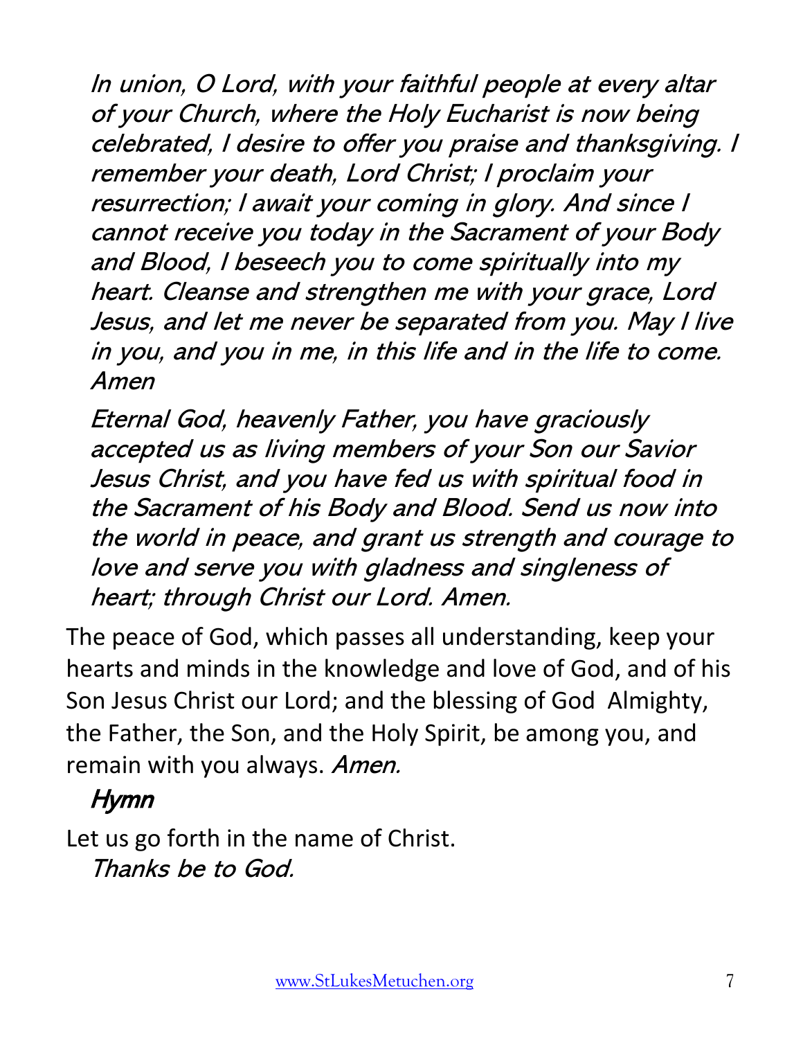*In union, O Lord, with your faithful people at every altar of your Church, where the Holy Eucharist is now being celebrated, I desire to offer you praise and thanksgiving. I remember your death, Lord Christ; I proclaim your resurrection; I await your coming in glory. And since I cannot receive you today in the Sacrament of your Body and Blood, I beseech you to come spiritually into my heart. Cleanse and strengthen me with your grace, Lord Jesus, and let me never be separated from you. May I live in you, and you in me, in this life and in the life to come. Amen*

*Eternal God, heavenly Father, you have graciously accepted us as living members of your Son our Savior Jesus Christ, and you have fed us with spiritual food in the Sacrament of his Body and Blood. Send us now into the world in peace, and grant us strength and courage to love and serve you with gladness and singleness of heart; through Christ our Lord. Amen.*

The peace of God, which passes all understanding, keep your hearts and minds in the knowledge and love of God, and of his Son Jesus Christ our Lord; and the blessing of God Almighty, the Father, the Son, and the Holy Spirit, be among you, and remain with you always. *Amen.*

## *Hymn*

Let us go forth in the name of Christ.
*Thanks be to God.*

www.StLukesMetuchen.org